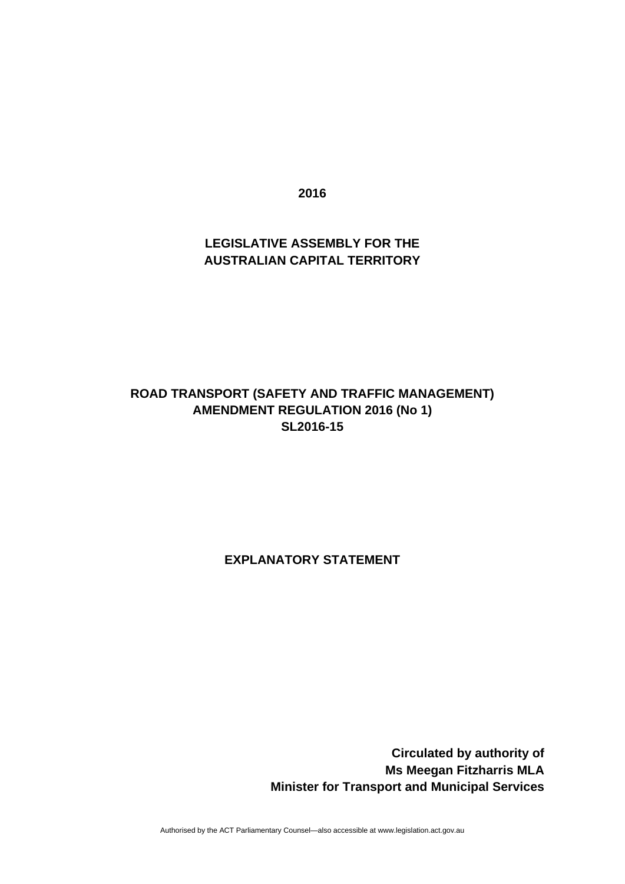**2016**

**LEGISLATIVE ASSEMBLY FOR THE AUSTRALIAN CAPITAL TERRITORY**

**ROAD TRANSPORT (SAFETY AND TRAFFIC MANAGEMENT) AMENDMENT REGULATION 2016 (No 1)**
**SL2016-15**

**EXPLANATORY STATEMENT**

**Circulated by authority of**
**Ms Meegan Fitzharris MLA**
**Minister for Transport and Municipal Services**

Authorised by the ACT Parliamentary Counsel—also accessible at www.legislation.act.gov.au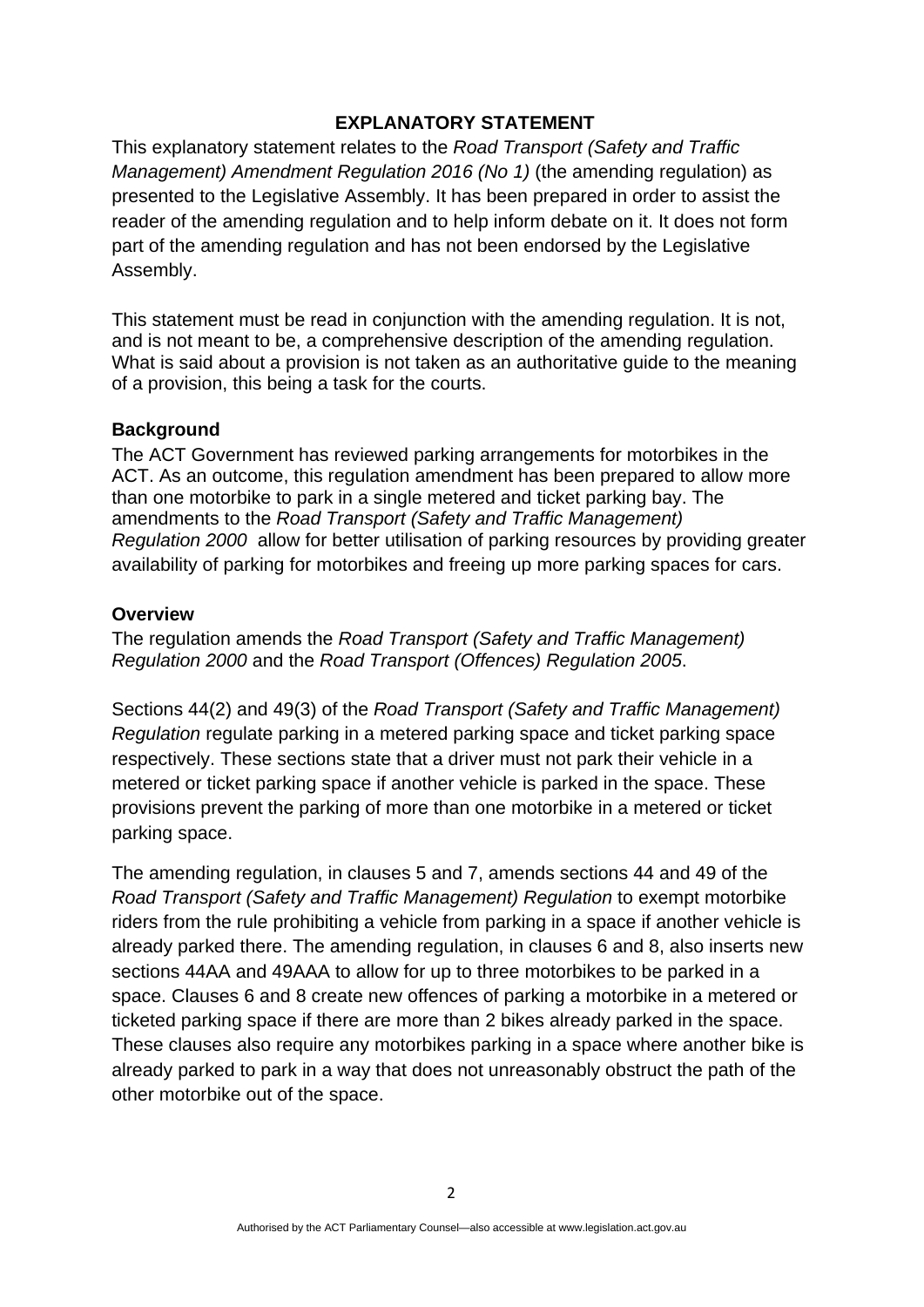## EXPLANATORY STATEMENT

This explanatory statement relates to the *Road Transport (Safety and Traffic Management) Amendment Regulation 2016 (No 1)* (the amending regulation) as presented to the Legislative Assembly. It has been prepared in order to assist the reader of the amending regulation and to help inform debate on it. It does not form part of the amending regulation and has not been endorsed by the Legislative Assembly.

This statement must be read in conjunction with the amending regulation. It is not, and is not meant to be, a comprehensive description of the amending regulation. What is said about a provision is not taken as an authoritative guide to the meaning of a provision, this being a task for the courts.

### Background

The ACT Government has reviewed parking arrangements for motorbikes in the ACT. As an outcome, this regulation amendment has been prepared to allow more than one motorbike to park in a single metered and ticket parking bay. The amendments to the *Road Transport (Safety and Traffic Management) Regulation 2000* allow for better utilisation of parking resources by providing greater availability of parking for motorbikes and freeing up more parking spaces for cars.

### Overview

The regulation amends the *Road Transport (Safety and Traffic Management) Regulation 2000* and the *Road Transport (Offences) Regulation 2005*.

Sections 44(2) and 49(3) of the *Road Transport (Safety and Traffic Management) Regulation* regulate parking in a metered parking space and ticket parking space respectively. These sections state that a driver must not park their vehicle in a metered or ticket parking space if another vehicle is parked in the space. These provisions prevent the parking of more than one motorbike in a metered or ticket parking space.

The amending regulation, in clauses 5 and 7, amends sections 44 and 49 of the *Road Transport (Safety and Traffic Management) Regulation* to exempt motorbike riders from the rule prohibiting a vehicle from parking in a space if another vehicle is already parked there. The amending regulation, in clauses 6 and 8, also inserts new sections 44AA and 49AAA to allow for up to three motorbikes to be parked in a space. Clauses 6 and 8 create new offences of parking a motorbike in a metered or ticketed parking space if there are more than 2 bikes already parked in the space. These clauses also require any motorbikes parking in a space where another bike is already parked to park in a way that does not unreasonably obstruct the path of the other motorbike out of the space.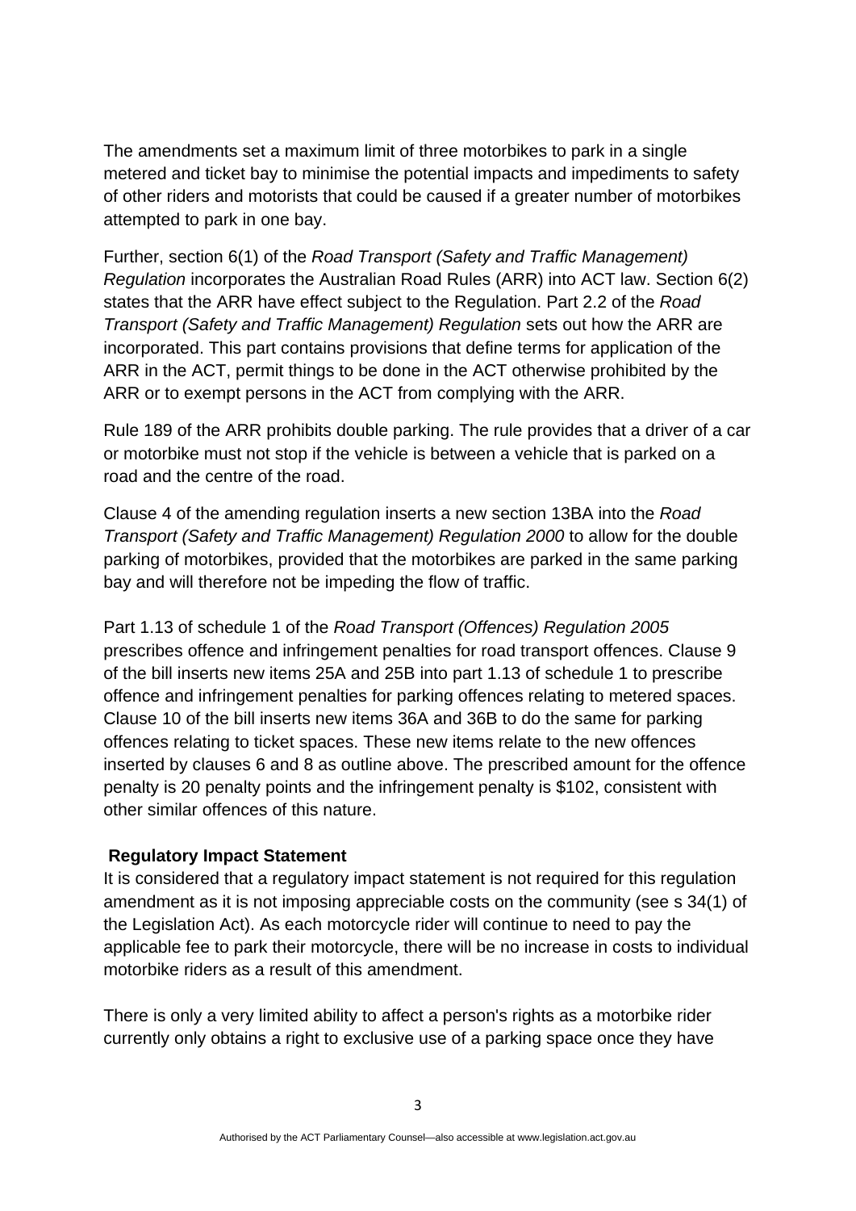The amendments set a maximum limit of three motorbikes to park in a single metered and ticket bay to minimise the potential impacts and impediments to safety of other riders and motorists that could be caused if a greater number of motorbikes attempted to park in one bay.

Further, section 6(1) of the *Road Transport (Safety and Traffic Management) Regulation* incorporates the Australian Road Rules (ARR) into ACT law. Section 6(2) states that the ARR have effect subject to the Regulation. Part 2.2 of the *Road Transport (Safety and Traffic Management) Regulation* sets out how the ARR are incorporated. This part contains provisions that define terms for application of the ARR in the ACT, permit things to be done in the ACT otherwise prohibited by the ARR or to exempt persons in the ACT from complying with the ARR.

Rule 189 of the ARR prohibits double parking. The rule provides that a driver of a car or motorbike must not stop if the vehicle is between a vehicle that is parked on a road and the centre of the road.

Clause 4 of the amending regulation inserts a new section 13BA into the *Road Transport (Safety and Traffic Management) Regulation 2000* to allow for the double parking of motorbikes, provided that the motorbikes are parked in the same parking bay and will therefore not be impeding the flow of traffic.

Part 1.13 of schedule 1 of the *Road Transport (Offences) Regulation 2005* prescribes offence and infringement penalties for road transport offences. Clause 9 of the bill inserts new items 25A and 25B into part 1.13 of schedule 1 to prescribe offence and infringement penalties for parking offences relating to metered spaces. Clause 10 of the bill inserts new items 36A and 36B to do the same for parking offences relating to ticket spaces. These new items relate to the new offences inserted by clauses 6 and 8 as outline above. The prescribed amount for the offence penalty is 20 penalty points and the infringement penalty is $102, consistent with other similar offences of this nature.

**Regulatory Impact Statement**

It is considered that a regulatory impact statement is not required for this regulation amendment as it is not imposing appreciable costs on the community (see s 34(1) of the Legislation Act). As each motorcycle rider will continue to need to pay the applicable fee to park their motorcycle, there will be no increase in costs to individual motorbike riders as a result of this amendment.

There is only a very limited ability to affect a person's rights as a motorbike rider currently only obtains a right to exclusive use of a parking space once they have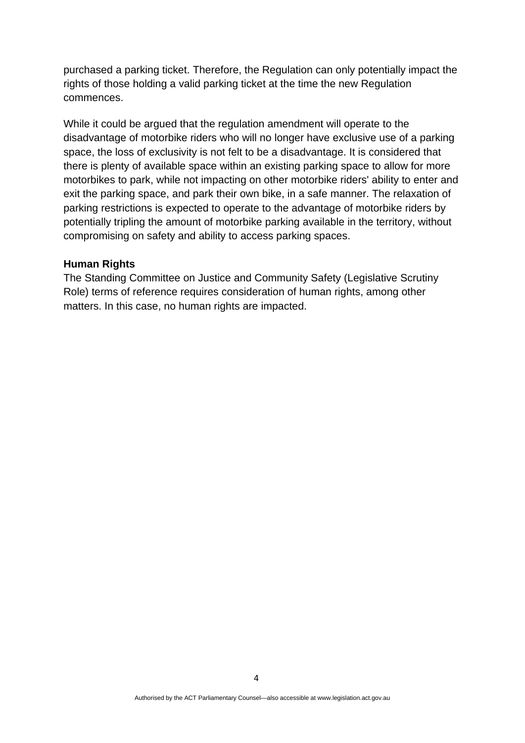purchased a parking ticket. Therefore, the Regulation can only potentially impact the rights of those holding a valid parking ticket at the time the new Regulation commences.

While it could be argued that the regulation amendment will operate to the disadvantage of motorbike riders who will no longer have exclusive use of a parking space, the loss of exclusivity is not felt to be a disadvantage. It is considered that there is plenty of available space within an existing parking space to allow for more motorbikes to park, while not impacting on other motorbike riders' ability to enter and exit the parking space, and park their own bike, in a safe manner. The relaxation of parking restrictions is expected to operate to the advantage of motorbike riders by potentially tripling the amount of motorbike parking available in the territory, without compromising on safety and ability to access parking spaces.

**Human Rights**

The Standing Committee on Justice and Community Safety (Legislative Scrutiny Role) terms of reference requires consideration of human rights, among other matters. In this case, no human rights are impacted.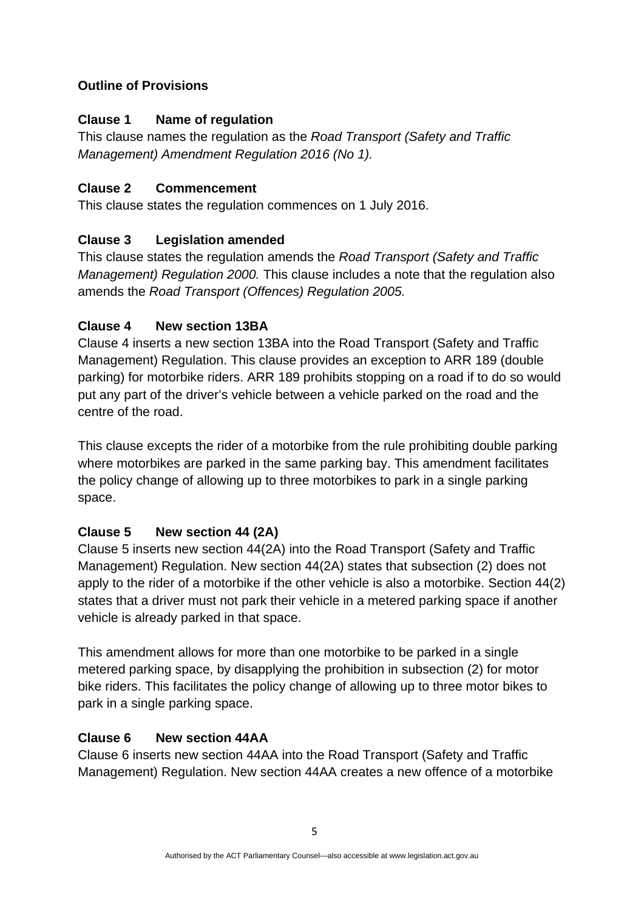## Outline of Provisions

### Clause 1 Name of regulation

This clause names the regulation as the *Road Transport (Safety and Traffic Management) Amendment Regulation 2016 (No 1).*

### Clause 2 Commencement

This clause states the regulation commences on 1 July 2016.

### Clause 3 Legislation amended

This clause states the regulation amends the *Road Transport (Safety and Traffic Management) Regulation 2000.* This clause includes a note that the regulation also amends the *Road Transport (Offences) Regulation 2005.*

### Clause 4 New section 13BA

Clause 4 inserts a new section 13BA into the Road Transport (Safety and Traffic Management) Regulation. This clause provides an exception to ARR 189 (double parking) for motorbike riders. ARR 189 prohibits stopping on a road if to do so would put any part of the driver's vehicle between a vehicle parked on the road and the centre of the road.

This clause excepts the rider of a motorbike from the rule prohibiting double parking where motorbikes are parked in the same parking bay. This amendment facilitates the policy change of allowing up to three motorbikes to park in a single parking space.

### Clause 5 New section 44 (2A)

Clause 5 inserts new section 44(2A) into the Road Transport (Safety and Traffic Management) Regulation. New section 44(2A) states that subsection (2) does not apply to the rider of a motorbike if the other vehicle is also a motorbike. Section 44(2) states that a driver must not park their vehicle in a metered parking space if another vehicle is already parked in that space.

This amendment allows for more than one motorbike to be parked in a single metered parking space, by disapplying the prohibition in subsection (2) for motor bike riders. This facilitates the policy change of allowing up to three motor bikes to park in a single parking space.

### Clause 6 New section 44AA

Clause 6 inserts new section 44AA into the Road Transport (Safety and Traffic Management) Regulation. New section 44AA creates a new offence of a motorbike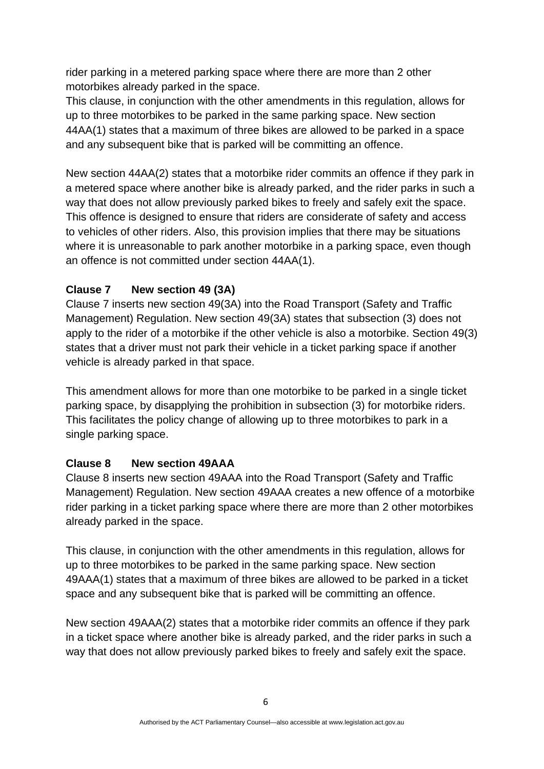rider parking in a metered parking space where there are more than 2 other motorbikes already parked in the space.
This clause, in conjunction with the other amendments in this regulation, allows for up to three motorbikes to be parked in the same parking space. New section 44AA(1) states that a maximum of three bikes are allowed to be parked in a space and any subsequent bike that is parked will be committing an offence.

New section 44AA(2) states that a motorbike rider commits an offence if they park in a metered space where another bike is already parked, and the rider parks in such a way that does not allow previously parked bikes to freely and safely exit the space. This offence is designed to ensure that riders are considerate of safety and access to vehicles of other riders. Also, this provision implies that there may be situations where it is unreasonable to park another motorbike in a parking space, even though an offence is not committed under section 44AA(1).

**Clause 7 New section 49 (3A)**

Clause 7 inserts new section 49(3A) into the Road Transport (Safety and Traffic Management) Regulation. New section 49(3A) states that subsection (3) does not apply to the rider of a motorbike if the other vehicle is also a motorbike. Section 49(3) states that a driver must not park their vehicle in a ticket parking space if another vehicle is already parked in that space.

This amendment allows for more than one motorbike to be parked in a single ticket parking space, by disapplying the prohibition in subsection (3) for motorbike riders. This facilitates the policy change of allowing up to three motorbikes to park in a single parking space.

**Clause 8 New section 49AAA**

Clause 8 inserts new section 49AAA into the Road Transport (Safety and Traffic Management) Regulation. New section 49AAA creates a new offence of a motorbike rider parking in a ticket parking space where there are more than 2 other motorbikes already parked in the space.

This clause, in conjunction with the other amendments in this regulation, allows for up to three motorbikes to be parked in the same parking space. New section 49AAA(1) states that a maximum of three bikes are allowed to be parked in a ticket space and any subsequent bike that is parked will be committing an offence.

New section 49AAA(2) states that a motorbike rider commits an offence if they park in a ticket space where another bike is already parked, and the rider parks in such a way that does not allow previously parked bikes to freely and safely exit the space.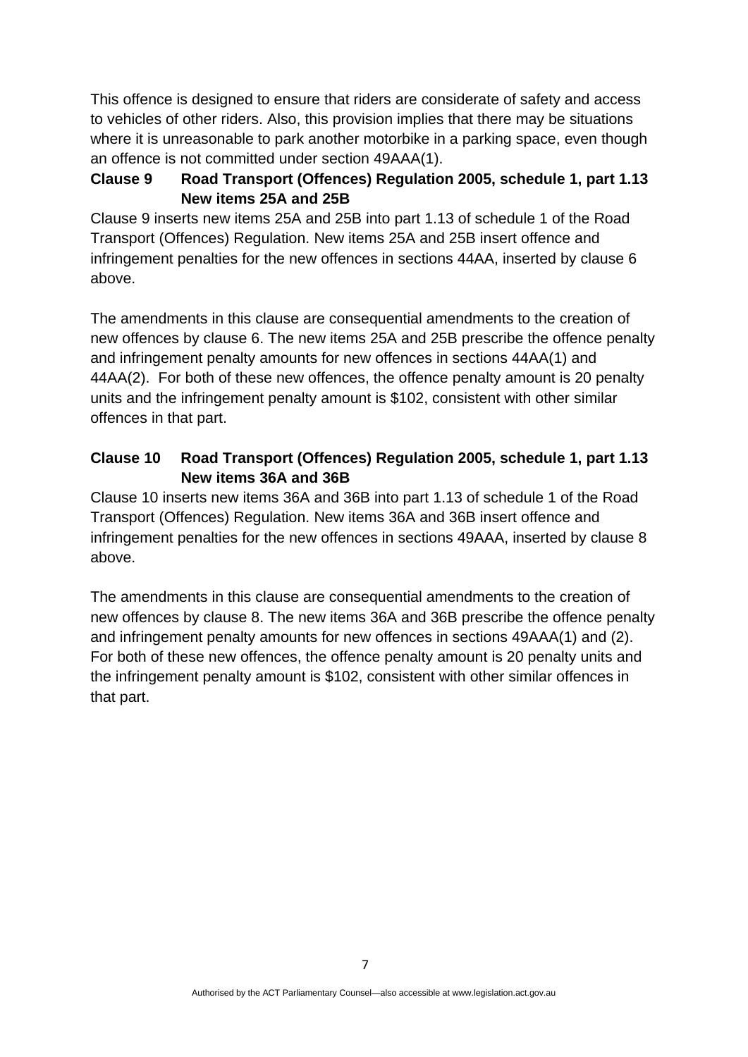This offence is designed to ensure that riders are considerate of safety and access to vehicles of other riders. Also, this provision implies that there may be situations where it is unreasonable to park another motorbike in a parking space, even though an offence is not committed under section 49AAA(1).

### Clause 9 Road Transport (Offences) Regulation 2005, schedule 1, part 1.13 New items 25A and 25B

Clause 9 inserts new items 25A and 25B into part 1.13 of schedule 1 of the Road Transport (Offences) Regulation. New items 25A and 25B insert offence and infringement penalties for the new offences in sections 44AA, inserted by clause 6 above.

The amendments in this clause are consequential amendments to the creation of new offences by clause 6. The new items 25A and 25B prescribe the offence penalty and infringement penalty amounts for new offences in sections 44AA(1) and 44AA(2). For both of these new offences, the offence penalty amount is 20 penalty units and the infringement penalty amount is $102, consistent with other similar offences in that part.

### Clause 10 Road Transport (Offences) Regulation 2005, schedule 1, part 1.13 New items 36A and 36B

Clause 10 inserts new items 36A and 36B into part 1.13 of schedule 1 of the Road Transport (Offences) Regulation. New items 36A and 36B insert offence and infringement penalties for the new offences in sections 49AAA, inserted by clause 8 above.

The amendments in this clause are consequential amendments to the creation of new offences by clause 8. The new items 36A and 36B prescribe the offence penalty and infringement penalty amounts for new offences in sections 49AAA(1) and (2). For both of these new offences, the offence penalty amount is 20 penalty units and the infringement penalty amount is $102, consistent with other similar offences in that part.